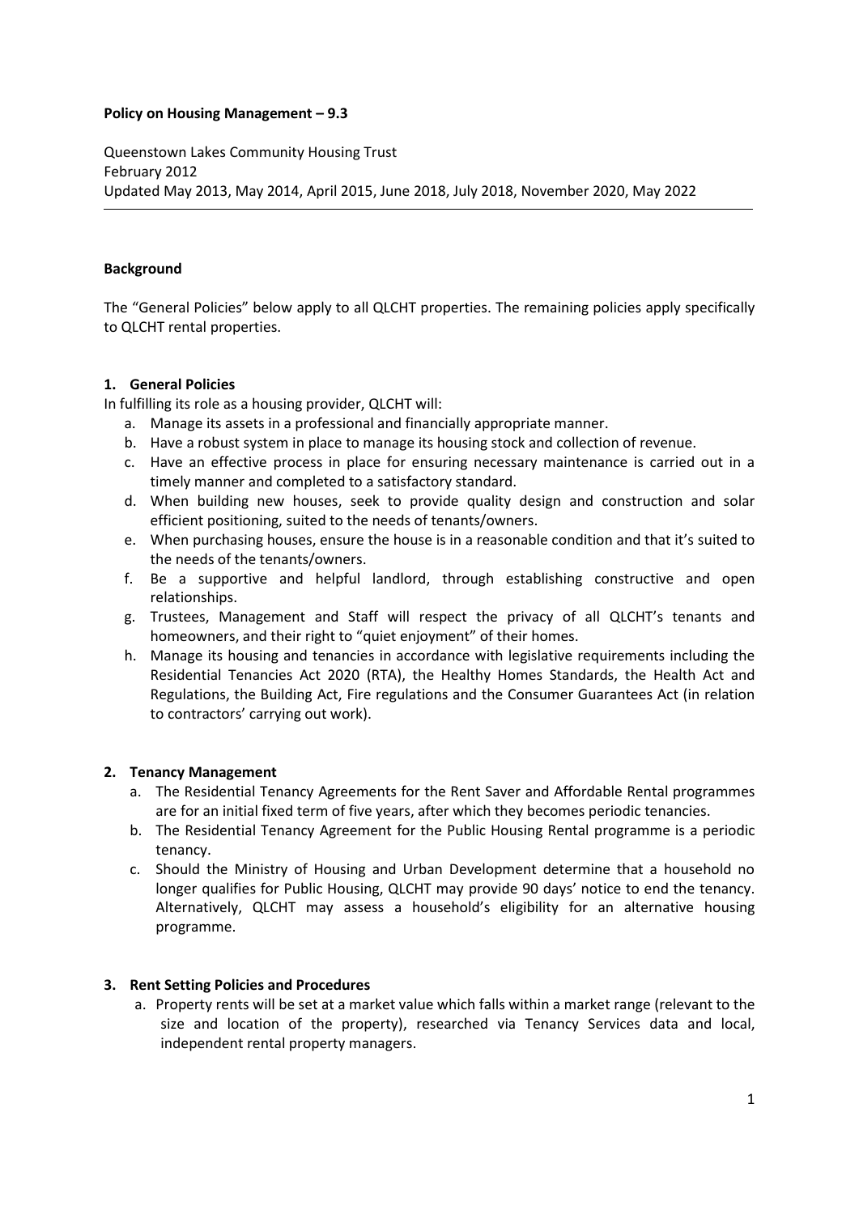**Policy on Housing Management – 9.3**

Queenstown Lakes Community Housing Trust
February 2012
Updated May 2013, May 2014, April 2015, June 2018, July 2018, November 2020, May 2022

---

**Background**

The "General Policies" below apply to all QLCHT properties. The remaining policies apply specifically to QLCHT rental properties.

**1. General Policies**

In fulfilling its role as a housing provider, QLCHT will:

a. Manage its assets in a professional and financially appropriate manner.
b. Have a robust system in place to manage its housing stock and collection of revenue.
c. Have an effective process in place for ensuring necessary maintenance is carried out in a timely manner and completed to a satisfactory standard.
d. When building new houses, seek to provide quality design and construction and solar efficient positioning, suited to the needs of tenants/owners.
e. When purchasing houses, ensure the house is in a reasonable condition and that it's suited to the needs of the tenants/owners.
f. Be a supportive and helpful landlord, through establishing constructive and open relationships.
g. Trustees, Management and Staff will respect the privacy of all QLCHT's tenants and homeowners, and their right to "quiet enjoyment" of their homes.
h. Manage its housing and tenancies in accordance with legislative requirements including the Residential Tenancies Act 2020 (RTA), the Healthy Homes Standards, the Health Act and Regulations, the Building Act, Fire regulations and the Consumer Guarantees Act (in relation to contractors' carrying out work).

**2. Tenancy Management**

a. The Residential Tenancy Agreements for the Rent Saver and Affordable Rental programmes are for an initial fixed term of five years, after which they becomes periodic tenancies.
b. The Residential Tenancy Agreement for the Public Housing Rental programme is a periodic tenancy.
c. Should the Ministry of Housing and Urban Development determine that a household no longer qualifies for Public Housing, QLCHT may provide 90 days' notice to end the tenancy. Alternatively, QLCHT may assess a household's eligibility for an alternative housing programme.

**3. Rent Setting Policies and Procedures**

a. Property rents will be set at a market value which falls within a market range (relevant to the size and location of the property), researched via Tenancy Services data and local, independent rental property managers.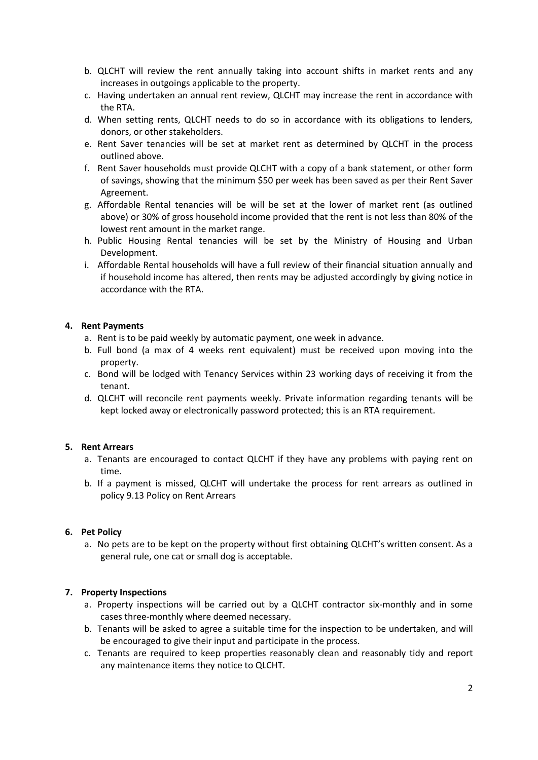b. QLCHT will review the rent annually taking into account shifts in market rents and any increases in outgoings applicable to the property.

c. Having undertaken an annual rent review, QLCHT may increase the rent in accordance with the RTA.

d. When setting rents, QLCHT needs to do so in accordance with its obligations to lenders, donors, or other stakeholders.

e. Rent Saver tenancies will be set at market rent as determined by QLCHT in the process outlined above.

f. Rent Saver households must provide QLCHT with a copy of a bank statement, or other form of savings, showing that the minimum $50 per week has been saved as per their Rent Saver Agreement.

g. Affordable Rental tenancies will be will be set at the lower of market rent (as outlined above) or 30% of gross household income provided that the rent is not less than 80% of the lowest rent amount in the market range.

h. Public Housing Rental tenancies will be set by the Ministry of Housing and Urban Development.

i. Affordable Rental households will have a full review of their financial situation annually and if household income has altered, then rents may be adjusted accordingly by giving notice in accordance with the RTA.

**4. Rent Payments**

a. Rent is to be paid weekly by automatic payment, one week in advance.

b. Full bond (a max of 4 weeks rent equivalent) must be received upon moving into the property.

c. Bond will be lodged with Tenancy Services within 23 working days of receiving it from the tenant.

d. QLCHT will reconcile rent payments weekly. Private information regarding tenants will be kept locked away or electronically password protected; this is an RTA requirement.

**5. Rent Arrears**

a. Tenants are encouraged to contact QLCHT if they have any problems with paying rent on time.

b. If a payment is missed, QLCHT will undertake the process for rent arrears as outlined in policy 9.13 Policy on Rent Arrears

**6. Pet Policy**

a. No pets are to be kept on the property without first obtaining QLCHT's written consent. As a general rule, one cat or small dog is acceptable.

**7. Property Inspections**

a. Property inspections will be carried out by a QLCHT contractor six-monthly and in some cases three-monthly where deemed necessary.

b. Tenants will be asked to agree a suitable time for the inspection to be undertaken, and will be encouraged to give their input and participate in the process.

c. Tenants are required to keep properties reasonably clean and reasonably tidy and report any maintenance items they notice to QLCHT.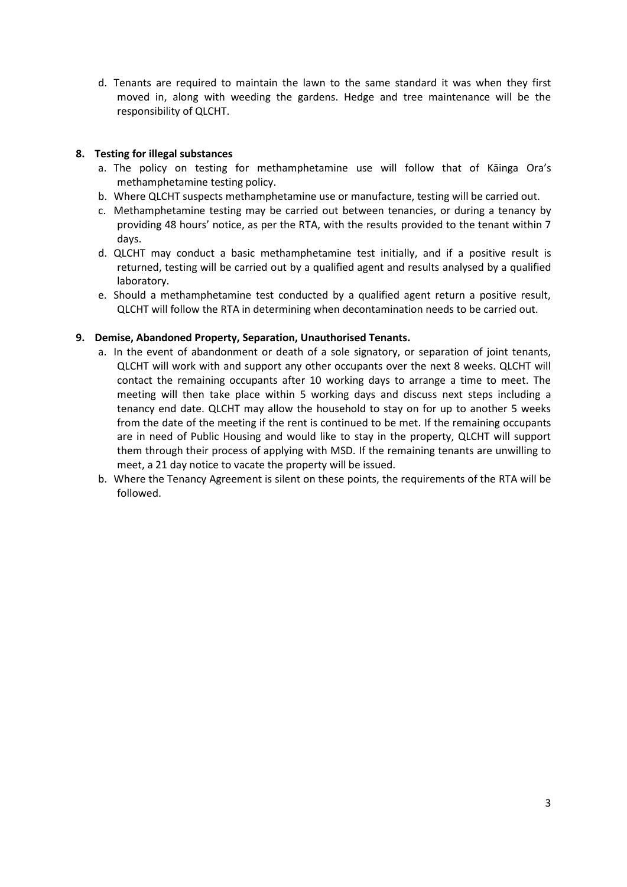d. Tenants are required to maintain the lawn to the same standard it was when they first moved in, along with weeding the gardens. Hedge and tree maintenance will be the responsibility of QLCHT.

**8. Testing for illegal substances**

a. The policy on testing for methamphetamine use will follow that of Kāinga Ora's methamphetamine testing policy.
b. Where QLCHT suspects methamphetamine use or manufacture, testing will be carried out.
c. Methamphetamine testing may be carried out between tenancies, or during a tenancy by providing 48 hours' notice, as per the RTA, with the results provided to the tenant within 7 days.
d. QLCHT may conduct a basic methamphetamine test initially, and if a positive result is returned, testing will be carried out by a qualified agent and results analysed by a qualified laboratory.
e. Should a methamphetamine test conducted by a qualified agent return a positive result, QLCHT will follow the RTA in determining when decontamination needs to be carried out.

**9. Demise, Abandoned Property, Separation, Unauthorised Tenants.**

a. In the event of abandonment or death of a sole signatory, or separation of joint tenants, QLCHT will work with and support any other occupants over the next 8 weeks. QLCHT will contact the remaining occupants after 10 working days to arrange a time to meet. The meeting will then take place within 5 working days and discuss next steps including a tenancy end date. QLCHT may allow the household to stay on for up to another 5 weeks from the date of the meeting if the rent is continued to be met. If the remaining occupants are in need of Public Housing and would like to stay in the property, QLCHT will support them through their process of applying with MSD. If the remaining tenants are unwilling to meet, a 21 day notice to vacate the property will be issued.
b. Where the Tenancy Agreement is silent on these points, the requirements of the RTA will be followed.